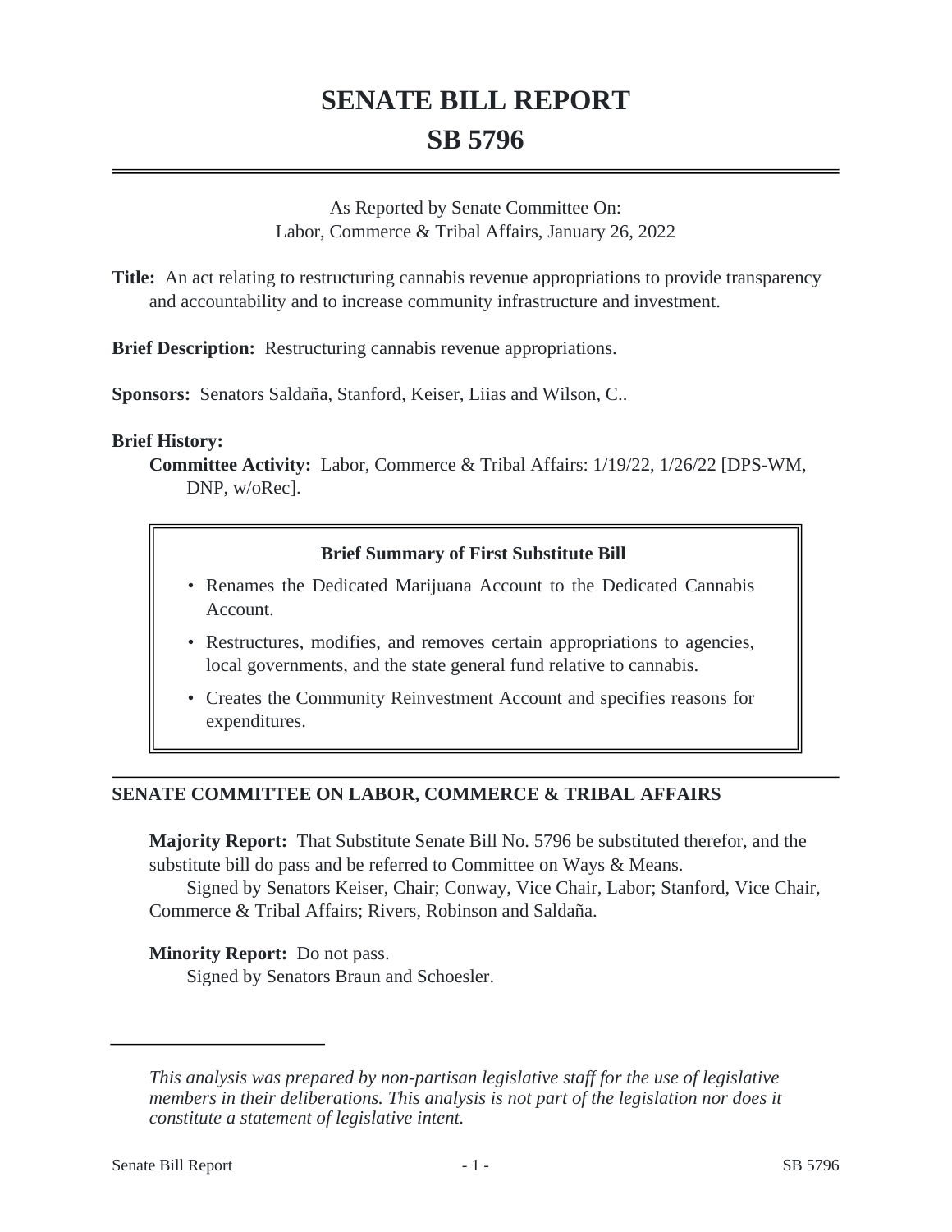# SENATE BILL REPORT
# SB 5796

As Reported by Senate Committee On:
Labor, Commerce & Tribal Affairs, January 26, 2022

**Title:** An act relating to restructuring cannabis revenue appropriations to provide transparency and accountability and to increase community infrastructure and investment.

**Brief Description:** Restructuring cannabis revenue appropriations.

**Sponsors:** Senators Saldaña, Stanford, Keiser, Liias and Wilson, C..

**Brief History:**

**Committee Activity:** Labor, Commerce & Tribal Affairs: 1/19/22, 1/26/22 [DPS-WM, DNP, w/oRec].

**Brief Summary of First Substitute Bill**

- Renames the Dedicated Marijuana Account to the Dedicated Cannabis Account.
- Restructures, modifies, and removes certain appropriations to agencies, local governments, and the state general fund relative to cannabis.
- Creates the Community Reinvestment Account and specifies reasons for expenditures.

## SENATE COMMITTEE ON LABOR, COMMERCE & TRIBAL AFFAIRS

**Majority Report:** That Substitute Senate Bill No. 5796 be substituted therefor, and the substitute bill do pass and be referred to Committee on Ways & Means.

Signed by Senators Keiser, Chair; Conway, Vice Chair, Labor; Stanford, Vice Chair, Commerce & Tribal Affairs; Rivers, Robinson and Saldaña.

**Minority Report:** Do not pass.

Signed by Senators Braun and Schoesler.

*This analysis was prepared by non-partisan legislative staff for the use of legislative members in their deliberations. This analysis is not part of the legislation nor does it constitute a statement of legislative intent.*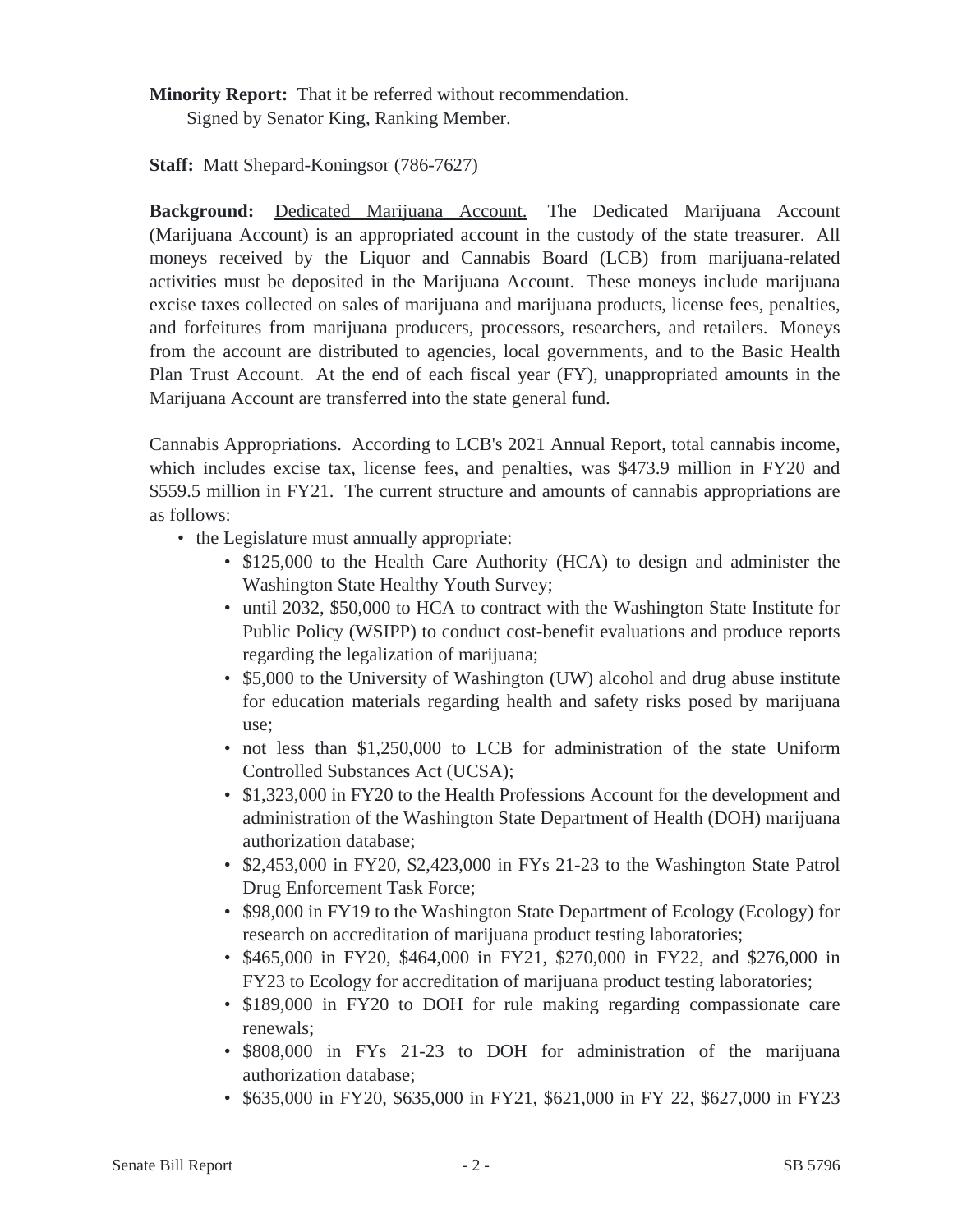**Minority Report:** That it be referred without recommendation.
Signed by Senator King, Ranking Member.

**Staff:** Matt Shepard-Koningsor (786-7627)

**Background:** Dedicated Marijuana Account. The Dedicated Marijuana Account (Marijuana Account) is an appropriated account in the custody of the state treasurer. All moneys received by the Liquor and Cannabis Board (LCB) from marijuana-related activities must be deposited in the Marijuana Account. These moneys include marijuana excise taxes collected on sales of marijuana and marijuana products, license fees, penalties, and forfeitures from marijuana producers, processors, researchers, and retailers. Moneys from the account are distributed to agencies, local governments, and to the Basic Health Plan Trust Account. At the end of each fiscal year (FY), unappropriated amounts in the Marijuana Account are transferred into the state general fund.

Cannabis Appropriations. According to LCB's 2021 Annual Report, total cannabis income, which includes excise tax, license fees, and penalties, was $473.9 million in FY20 and $559.5 million in FY21. The current structure and amounts of cannabis appropriations are as follows:

- the Legislature must annually appropriate:
  - $125,000 to the Health Care Authority (HCA) to design and administer the Washington State Healthy Youth Survey;
  - until 2032, $50,000 to HCA to contract with the Washington State Institute for Public Policy (WSIPP) to conduct cost-benefit evaluations and produce reports regarding the legalization of marijuana;
  - $5,000 to the University of Washington (UW) alcohol and drug abuse institute for education materials regarding health and safety risks posed by marijuana use;
  - not less than $1,250,000 to LCB for administration of the state Uniform Controlled Substances Act (UCSA);
  - $1,323,000 in FY20 to the Health Professions Account for the development and administration of the Washington State Department of Health (DOH) marijuana authorization database;
  - $2,453,000 in FY20, $2,423,000 in FYs 21-23 to the Washington State Patrol Drug Enforcement Task Force;
  - $98,000 in FY19 to the Washington State Department of Ecology (Ecology) for research on accreditation of marijuana product testing laboratories;
  - $465,000 in FY20, $464,000 in FY21, $270,000 in FY22, and $276,000 in FY23 to Ecology for accreditation of marijuana product testing laboratories;
  - $189,000 in FY20 to DOH for rule making regarding compassionate care renewals;
  - $808,000 in FYs 21-23 to DOH for administration of the marijuana authorization database;
  - $635,000 in FY20, $635,000 in FY21, $621,000 in FY 22, $627,000 in FY23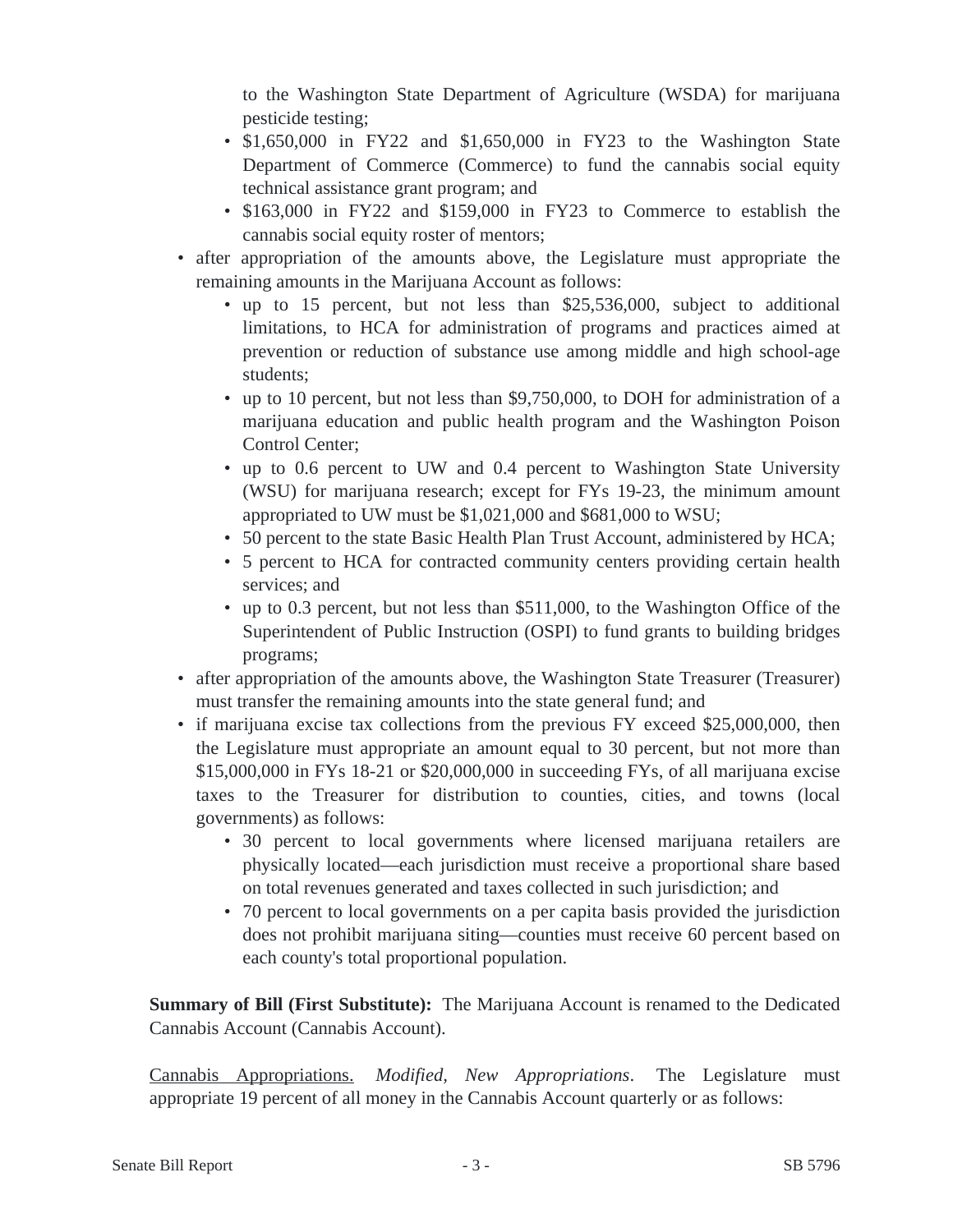to the Washington State Department of Agriculture (WSDA) for marijuana pesticide testing;
    - $1,650,000 in FY22 and $1,650,000 in FY23 to the Washington State Department of Commerce (Commerce) to fund the cannabis social equity technical assistance grant program; and
    - $163,000 in FY22 and $159,000 in FY23 to Commerce to establish the cannabis social equity roster of mentors;
- after appropriation of the amounts above, the Legislature must appropriate the remaining amounts in the Marijuana Account as follows:
    - up to 15 percent, but not less than $25,536,000, subject to additional limitations, to HCA for administration of programs and practices aimed at prevention or reduction of substance use among middle and high school-age students;
    - up to 10 percent, but not less than $9,750,000, to DOH for administration of a marijuana education and public health program and the Washington Poison Control Center;
    - up to 0.6 percent to UW and 0.4 percent to Washington State University (WSU) for marijuana research; except for FYs 19-23, the minimum amount appropriated to UW must be $1,021,000 and $681,000 to WSU;
    - 50 percent to the state Basic Health Plan Trust Account, administered by HCA;
    - 5 percent to HCA for contracted community centers providing certain health services; and
    - up to 0.3 percent, but not less than $511,000, to the Washington Office of the Superintendent of Public Instruction (OSPI) to fund grants to building bridges programs;
- after appropriation of the amounts above, the Washington State Treasurer (Treasurer) must transfer the remaining amounts into the state general fund; and
- if marijuana excise tax collections from the previous FY exceed $25,000,000, then the Legislature must appropriate an amount equal to 30 percent, but not more than $15,000,000 in FYs 18-21 or $20,000,000 in succeeding FYs, of all marijuana excise taxes to the Treasurer for distribution to counties, cities, and towns (local governments) as follows:
    - 30 percent to local governments where licensed marijuana retailers are physically located—each jurisdiction must receive a proportional share based on total revenues generated and taxes collected in such jurisdiction; and
    - 70 percent to local governments on a per capita basis provided the jurisdiction does not prohibit marijuana siting—counties must receive 60 percent based on each county's total proportional population.

**Summary of Bill (First Substitute):** The Marijuana Account is renamed to the Dedicated Cannabis Account (Cannabis Account).

<u>Cannabis Appropriations.</u> *Modified, New Appropriations*. The Legislature must appropriate 19 percent of all money in the Cannabis Account quarterly or as follows: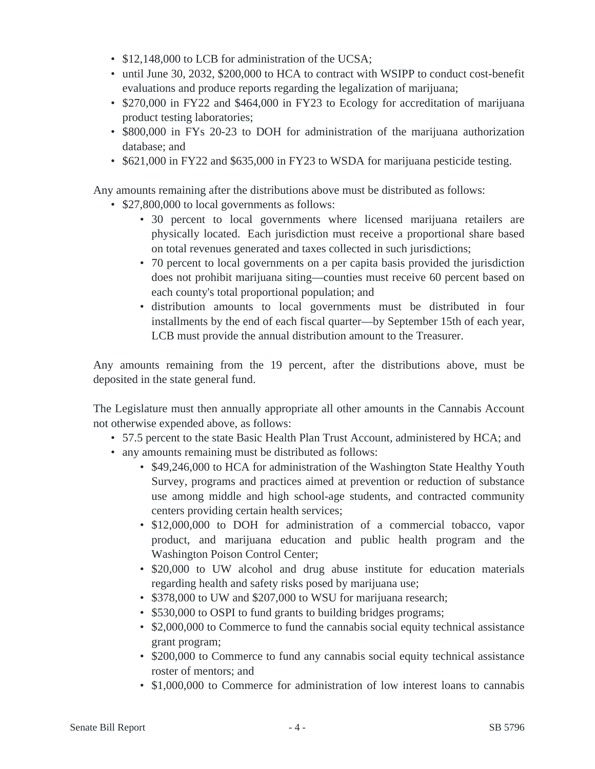- $12,148,000 to LCB for administration of the UCSA;
- until June 30, 2032, $200,000 to HCA to contract with WSIPP to conduct cost-benefit evaluations and produce reports regarding the legalization of marijuana;
- $270,000 in FY22 and $464,000 in FY23 to Ecology for accreditation of marijuana product testing laboratories;
- $800,000 in FYs 20-23 to DOH for administration of the marijuana authorization database; and
- $621,000 in FY22 and $635,000 in FY23 to WSDA for marijuana pesticide testing.

Any amounts remaining after the distributions above must be distributed as follows:

- $27,800,000 to local governments as follows:
  - 30 percent to local governments where licensed marijuana retailers are physically located. Each jurisdiction must receive a proportional share based on total revenues generated and taxes collected in such jurisdictions;
  - 70 percent to local governments on a per capita basis provided the jurisdiction does not prohibit marijuana siting—counties must receive 60 percent based on each county's total proportional population; and
  - distribution amounts to local governments must be distributed in four installments by the end of each fiscal quarter—by September 15th of each year, LCB must provide the annual distribution amount to the Treasurer.

Any amounts remaining from the 19 percent, after the distributions above, must be deposited in the state general fund.

The Legislature must then annually appropriate all other amounts in the Cannabis Account not otherwise expended above, as follows:

- 57.5 percent to the state Basic Health Plan Trust Account, administered by HCA; and
- any amounts remaining must be distributed as follows:
  - $49,246,000 to HCA for administration of the Washington State Healthy Youth Survey, programs and practices aimed at prevention or reduction of substance use among middle and high school-age students, and contracted community centers providing certain health services;
  - $12,000,000 to DOH for administration of a commercial tobacco, vapor product, and marijuana education and public health program and the Washington Poison Control Center;
  - $20,000 to UW alcohol and drug abuse institute for education materials regarding health and safety risks posed by marijuana use;
  - $378,000 to UW and $207,000 to WSU for marijuana research;
  - $530,000 to OSPI to fund grants to building bridges programs;
  - $2,000,000 to Commerce to fund the cannabis social equity technical assistance grant program;
  - $200,000 to Commerce to fund any cannabis social equity technical assistance roster of mentors; and
  - $1,000,000 to Commerce for administration of low interest loans to cannabis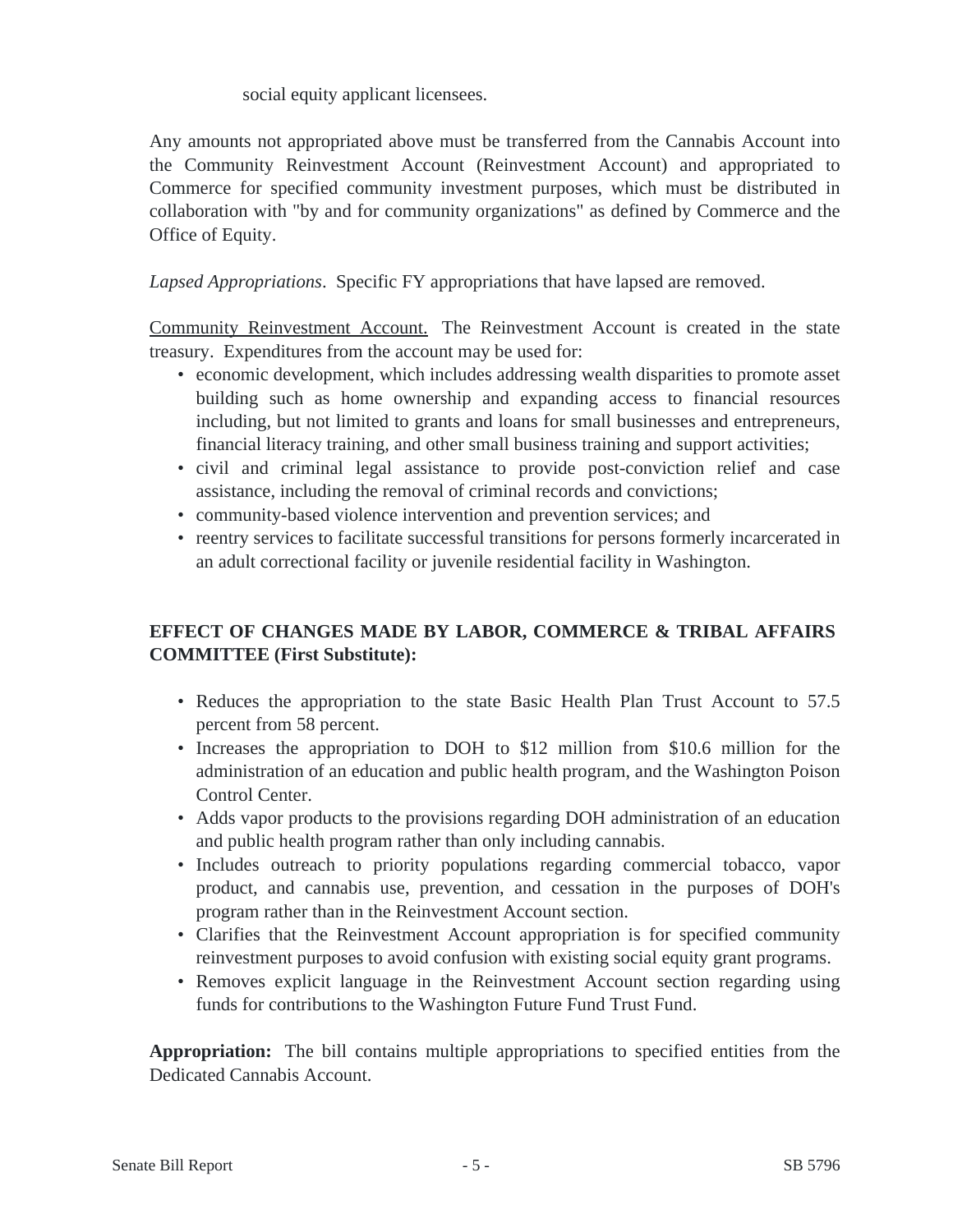social equity applicant licensees.

Any amounts not appropriated above must be transferred from the Cannabis Account into the Community Reinvestment Account (Reinvestment Account) and appropriated to Commerce for specified community investment purposes, which must be distributed in collaboration with "by and for community organizations" as defined by Commerce and the Office of Equity.

*Lapsed Appropriations*. Specific FY appropriations that have lapsed are removed.

Community Reinvestment Account. The Reinvestment Account is created in the state treasury. Expenditures from the account may be used for:

- economic development, which includes addressing wealth disparities to promote asset building such as home ownership and expanding access to financial resources including, but not limited to grants and loans for small businesses and entrepreneurs, financial literacy training, and other small business training and support activities;
- civil and criminal legal assistance to provide post-conviction relief and case assistance, including the removal of criminal records and convictions;
- community-based violence intervention and prevention services; and
- reentry services to facilitate successful transitions for persons formerly incarcerated in an adult correctional facility or juvenile residential facility in Washington.

**EFFECT OF CHANGES MADE BY LABOR, COMMERCE & TRIBAL AFFAIRS COMMITTEE (First Substitute):**

- Reduces the appropriation to the state Basic Health Plan Trust Account to 57.5 percent from 58 percent.
- Increases the appropriation to DOH to $12 million from $10.6 million for the administration of an education and public health program, and the Washington Poison Control Center.
- Adds vapor products to the provisions regarding DOH administration of an education and public health program rather than only including cannabis.
- Includes outreach to priority populations regarding commercial tobacco, vapor product, and cannabis use, prevention, and cessation in the purposes of DOH's program rather than in the Reinvestment Account section.
- Clarifies that the Reinvestment Account appropriation is for specified community reinvestment purposes to avoid confusion with existing social equity grant programs.
- Removes explicit language in the Reinvestment Account section regarding using funds for contributions to the Washington Future Fund Trust Fund.

**Appropriation:** The bill contains multiple appropriations to specified entities from the Dedicated Cannabis Account.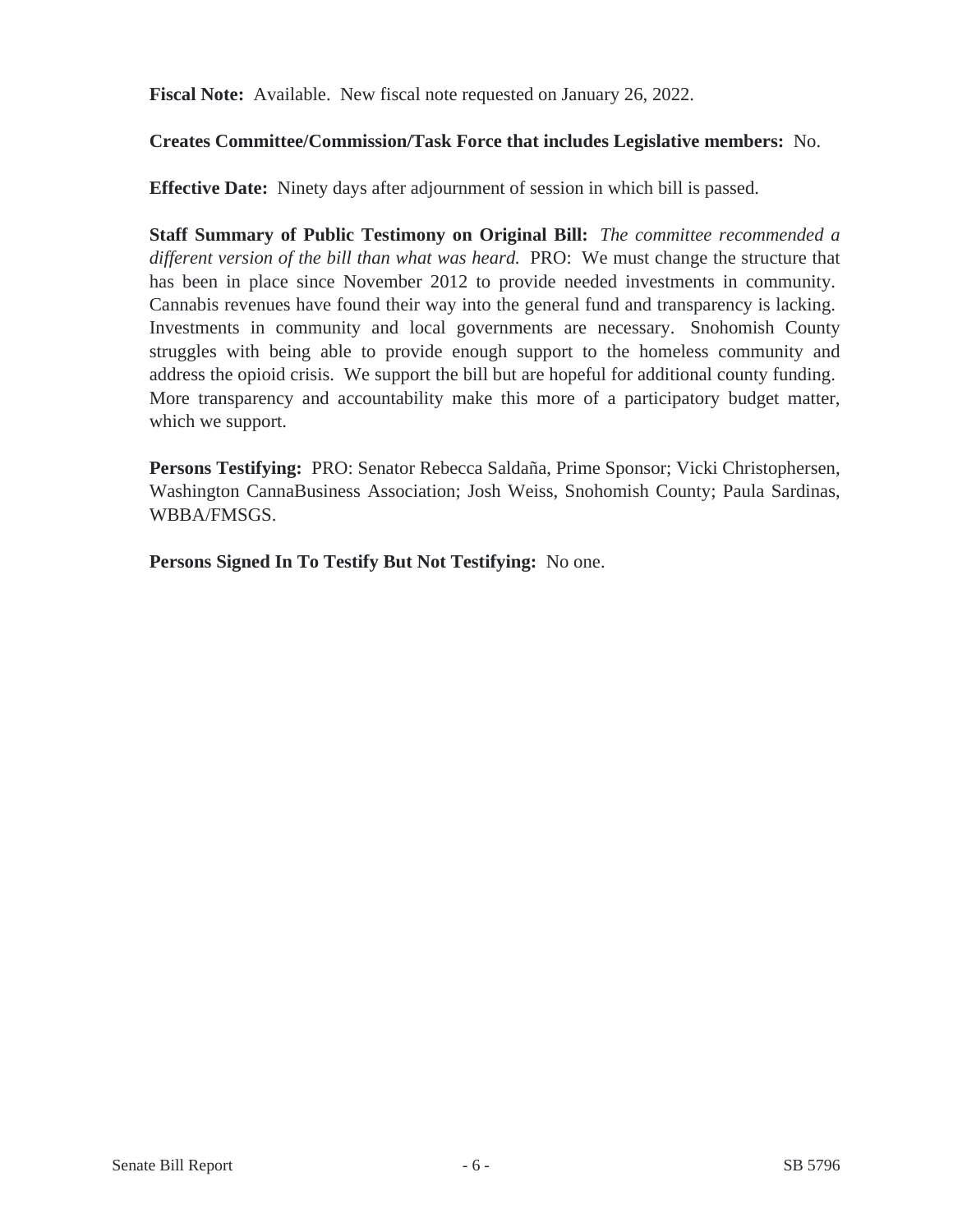**Fiscal Note:** Available. New fiscal note requested on January 26, 2022.

**Creates Committee/Commission/Task Force that includes Legislative members:** No.

**Effective Date:** Ninety days after adjournment of session in which bill is passed.

**Staff Summary of Public Testimony on Original Bill:** *The committee recommended a different version of the bill than what was heard.* PRO: We must change the structure that has been in place since November 2012 to provide needed investments in community. Cannabis revenues have found their way into the general fund and transparency is lacking. Investments in community and local governments are necessary. Snohomish County struggles with being able to provide enough support to the homeless community and address the opioid crisis. We support the bill but are hopeful for additional county funding. More transparency and accountability make this more of a participatory budget matter, which we support.

**Persons Testifying:** PRO: Senator Rebecca Saldaña, Prime Sponsor; Vicki Christophersen, Washington CannaBusiness Association; Josh Weiss, Snohomish County; Paula Sardinas, WBBA/FMSGS.

**Persons Signed In To Testify But Not Testifying:** No one.